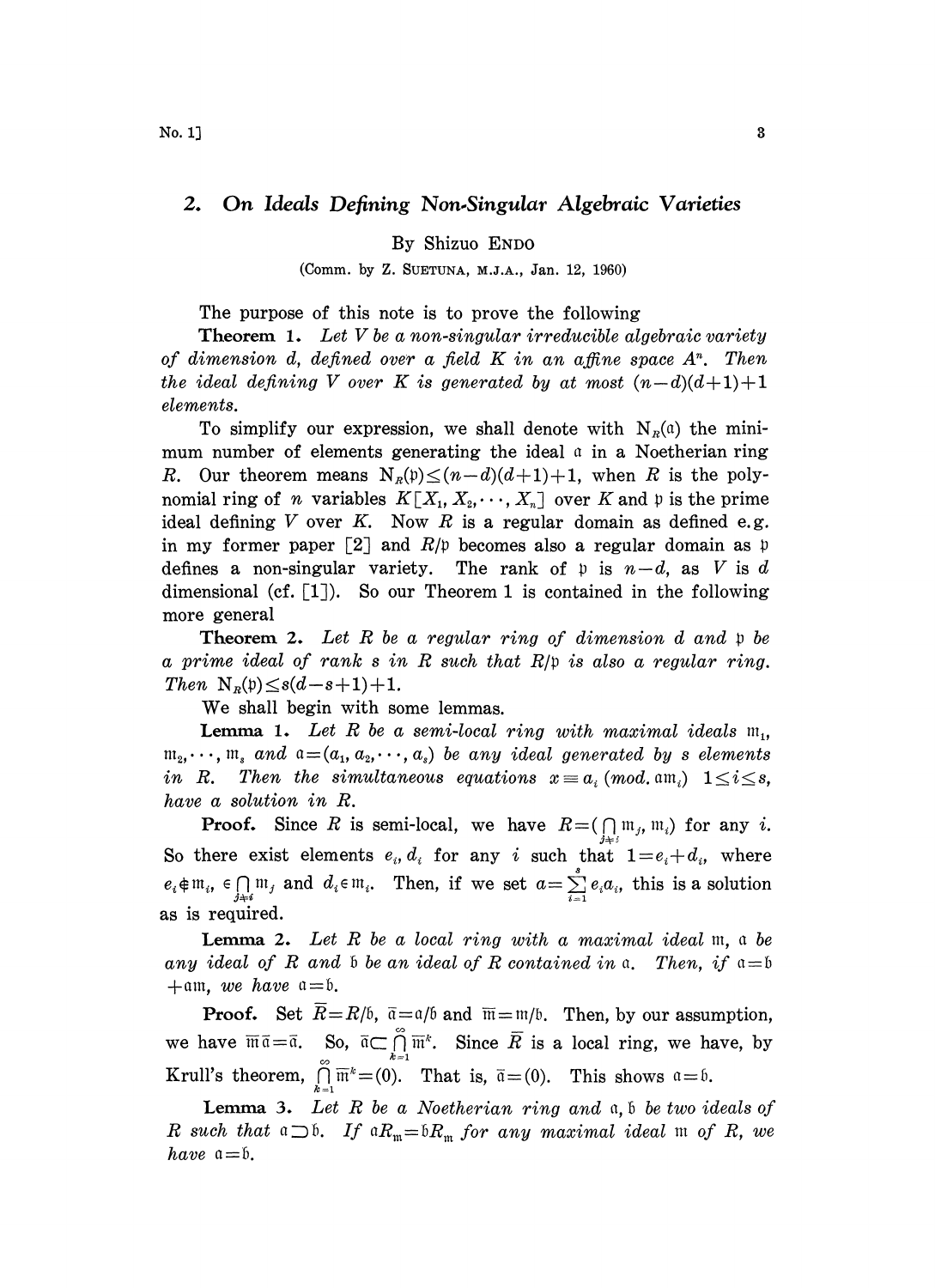## 2. On Ideals Defining Non-Singular Algebraic Varieties

By Shizuo ENDO

(Comm. by Z. SUETUNA, M.J.A., Jan. 12, 1960)

The purpose of this note is to prove the following

**Theorem 1.** *Let $V$ be a non-singular irreducible algebraic variety of dimension $d$, defined over a field $K$ in an affine space $A^n$. Then the ideal defining $V$ over $K$ is generated by at most $(n-d)(d+1)+1$ elements.*

To simplify our expression, we shall denote with $\mathrm{N}_R(\mathfrak{a})$ the minimum number of elements generating the ideal $\mathfrak{a}$ in a Noetherian ring $R$. Our theorem means $\mathrm{N}_R(\mathfrak{p})\leq(n-d)(d+1)+1$, when $R$ is the polynomial ring of $n$ variables $K[X_1, X_2,\cdots, X_n]$ over $K$ and $\mathfrak{p}$ is the prime ideal defining $V$ over $K$. Now $R$ is a regular domain as defined e.g. in my former paper [2] and $R/\mathfrak{p}$ becomes also a regular domain as $\mathfrak{p}$ defines a non-singular variety. The rank of $\mathfrak{p}$ is $n-d$, as $V$ is $d$ dimensional (cf. [1]). So our Theorem 1 is contained in the following more general

**Theorem 2.** *Let $R$ be a regular ring of dimension $d$ and $\mathfrak{p}$ be a prime ideal of rank $s$ in $R$ such that $R/\mathfrak{p}$ is also a regular ring. Then $\mathrm{N}_R(\mathfrak{p})\leq s(d-s+1)+1$.*

We shall begin with some lemmas.

**Lemma 1.** *Let $R$ be a semi-local ring with maximal ideals $\mathfrak{m}_1, \mathfrak{m}_2,\cdots, \mathfrak{m}_s$ and $\mathfrak{a}=(a_1, a_2,\cdots, a_s)$ be any ideal generated by $s$ elements in $R$. Then the simultaneous equations $x\equiv a_i\ (mod.\ \mathfrak{a}\mathfrak{m}_i)$ $1\leq i\leq s$, have a solution in $R$.*

**Proof.** Since $R$ is semi-local, we have $R=(\bigcap_{j\neq i}\mathfrak{m}_j, \mathfrak{m}_i)$ for any $i$. So there exist elements $e_i, d_i$ for any $i$ such that $1=e_i+d_i$, where $e_i\notin\mathfrak{m}_i$, $\in\bigcap_{j\neq i}\mathfrak{m}_j$ and $d_i\in\mathfrak{m}_i$. Then, if we set $a=\sum_{i=1}^{s}e_ia_i$, this is a solution as is required.

**Lemma 2.** *Let $R$ be a local ring with a maximal ideal $\mathfrak{m}$, $\mathfrak{a}$ be any ideal of $R$ and $\mathfrak{b}$ be an ideal of $R$ contained in $\mathfrak{a}$. Then, if $\mathfrak{a}=\mathfrak{b}+\mathfrak{a}\mathfrak{m}$, we have $\mathfrak{a}=\mathfrak{b}$.*

**Proof.** Set $\overline{R}=R/\mathfrak{b}$, $\overline{\mathfrak{a}}=\mathfrak{a}/\mathfrak{b}$ and $\overline{\mathfrak{m}}=\mathfrak{m}/\mathfrak{b}$. Then, by our assumption, we have $\overline{\mathfrak{m}}\overline{\mathfrak{a}}=\overline{\mathfrak{a}}$. So, $\overline{\mathfrak{a}}\subset\bigcap_{k=1}^{\infty}\overline{\mathfrak{m}}^k$. Since $\overline{R}$ is a local ring, we have, by Krull's theorem, $\bigcap_{k=1}^{\infty}\overline{\mathfrak{m}}^k=(0)$. That is, $\overline{\mathfrak{a}}=(0)$. This shows $\mathfrak{a}=\mathfrak{b}$.

**Lemma 3.** *Let $R$ be a Noetherian ring and $\mathfrak{a}, \mathfrak{b}$ be two ideals of $R$ such that $\mathfrak{a}\supset\mathfrak{b}$. If $\mathfrak{a}R_{\mathfrak{m}}=\mathfrak{b}R_{\mathfrak{m}}$ for any maximal ideal $\mathfrak{m}$ of $R$, we have $\mathfrak{a}=\mathfrak{b}$.*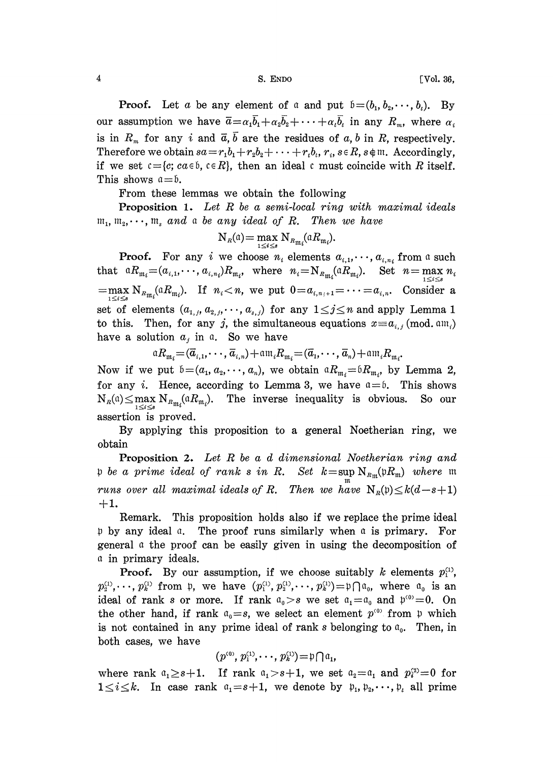**Proof.** Let $a$ be any element of $\mathfrak{a}$ and put $\mathfrak{b}=(b_1, b_2, \cdots, b_t)$. By our assumption we have $\bar{a}=\alpha_1\bar{b}_1+\alpha_2\bar{b}_2+\cdots+\alpha_t\bar{b}_t$ in any $R_m$, where $\alpha_i$ is in $R_m$ for any $i$ and $\bar{a}, \bar{b}$ are the residues of $a, b$ in $R$, respectively. Therefore we obtain $sa=r_1b_1+r_2b_2+\cdots+r_tb_t$, $r_i, s\in R, s\notin \mathfrak{m}$. Accordingly, if we set $\mathfrak{c}=\{c; ca\in\mathfrak{b}, c\in R\}$, then an ideal $\mathfrak{c}$ must coincide with $R$ itself. This shows $\mathfrak{a}=\mathfrak{b}$.

From these lemmas we obtain the following

**Proposition 1.** *Let $R$ be a semi-local ring with maximal ideals $\mathfrak{m}_1, \mathfrak{m}_2, \cdots, \mathfrak{m}_s$ and $\mathfrak{a}$ be any ideal of $R$. Then we have*

$$\mathrm{N}_R(\mathfrak{a})=\max_{1\leq i\leq s}\mathrm{N}_{R_{\mathfrak{m}_i}}(\mathfrak{a}R_{\mathfrak{m}_i}).$$

**Proof.** For any $i$ we choose $n_i$ elements $a_{i,1},\cdots, a_{i,n_i}$ from $\mathfrak{a}$ such that $\mathfrak{a}R_{\mathfrak{m}_i}=(a_{i,1},\cdots, a_{i,n_i})R_{\mathfrak{m}_i}$, where $n_i=\mathrm{N}_{R_{\mathfrak{m}_i}}(\mathfrak{a}R_{\mathfrak{m}_i})$. Set $n=\max_{1\leq i\leq s} n_i =\max_{1\leq i\leq s}\mathrm{N}_{R_{\mathfrak{m}_i}}(\mathfrak{a}R_{\mathfrak{m}_i})$. If $n_i<n$, we put $0=a_{i,n_i+1}=\cdots=a_{i,n}$. Consider a set of elements $(a_{1,j}, a_{2,j},\cdots, a_{s,j})$ for any $1\leq j\leq n$ and apply Lemma 1 to this. Then, for any $j$, the simultaneous equations $x\equiv a_{i,j}\ (\mathrm{mod.}\ \mathfrak{a}\mathfrak{m}_i)$ have a solution $a_j$ in $\mathfrak{a}$. So we have

$$\mathfrak{a}R_{\mathfrak{m}_i}=(\bar{a}_{i,1},\cdots, \bar{a}_{i,n})+\mathfrak{a}\mathfrak{m}_iR_{\mathfrak{m}_i}=(\bar{a}_1,\cdots,\bar{a}_n)+\mathfrak{a}\mathfrak{m}_iR_{\mathfrak{m}_i}.$$

Now if we put $\mathfrak{b}=(a_1, a_2,\cdots, a_n)$, we obtain $\mathfrak{a}R_{\mathfrak{m}_i}=\mathfrak{b}R_{\mathfrak{m}_i}$, by Lemma 2, for any $i$. Hence, according to Lemma 3, we have $\mathfrak{a}=\mathfrak{b}$. This shows $\mathrm{N}_R(\mathfrak{a})\leq\max_{1\leq i\leq s}\mathrm{N}_{R_{\mathfrak{m}_i}}(\mathfrak{a}R_{\mathfrak{m}_i})$. The inverse inequality is obvious. So our assertion is proved.

By applying this proposition to a general Noetherian ring, we obtain

**Proposition 2.** *Let $R$ be a $d$ dimensional Noetherian ring and $\mathfrak{p}$ be a prime ideal of rank $s$ in $R$. Set $k=\sup_{\mathfrak{m}}\mathrm{N}_{R_{\mathfrak{m}}}(\mathfrak{p}R_{\mathfrak{m}})$ where $\mathfrak{m}$ runs over all maximal ideals of $R$. Then we have $\mathrm{N}_R(\mathfrak{p})\leq k(d-s+1)+1$.*

Remark. This proposition holds also if we replace the prime ideal $\mathfrak{p}$ by any ideal $\mathfrak{a}$. The proof runs similarly when $\mathfrak{a}$ is primary. For general $\mathfrak{a}$ the proof can be easily given in using the decomposition of $\mathfrak{a}$ in primary ideals.

**Proof.** By our assumption, if we choose suitably $k$ elements $p_1^{(1)}, p_2^{(1)},\cdots, p_k^{(1)}$ from $\mathfrak{p}$, we have $(p_1^{(1)}, p_2^{(1)},\cdots, p_k^{(1)})=\mathfrak{p}\cap\mathfrak{a}_0$, where $\mathfrak{a}_0$ is an ideal of rank $s$ or more. If rank $\mathfrak{a}_0>s$ we set $\mathfrak{a}_1=\mathfrak{a}_0$ and $\mathfrak{p}^{(0)}=0$. On the other hand, if rank $\mathfrak{a}_0=s$, we select an element $p^{(0)}$ from $\mathfrak{p}$ which is not contained in any prime ideal of rank $s$ belonging to $\mathfrak{a}_0$. Then, in both cases, we have

$$(p^{(0)}, p_1^{(1)},\cdots, p_k^{(1)})=\mathfrak{p}\cap\mathfrak{a}_1,$$

where rank $\mathfrak{a}_1\geq s+1$. If rank $\mathfrak{a}_1>s+1$, we set $\mathfrak{a}_2=\mathfrak{a}_1$ and $p_i^{(2)}=0$ for $1\leq i\leq k$. In case rank $\mathfrak{a}_1=s+1$, we denote by $\mathfrak{p}_1, \mathfrak{p}_2,\cdots,\mathfrak{p}_t$ all prime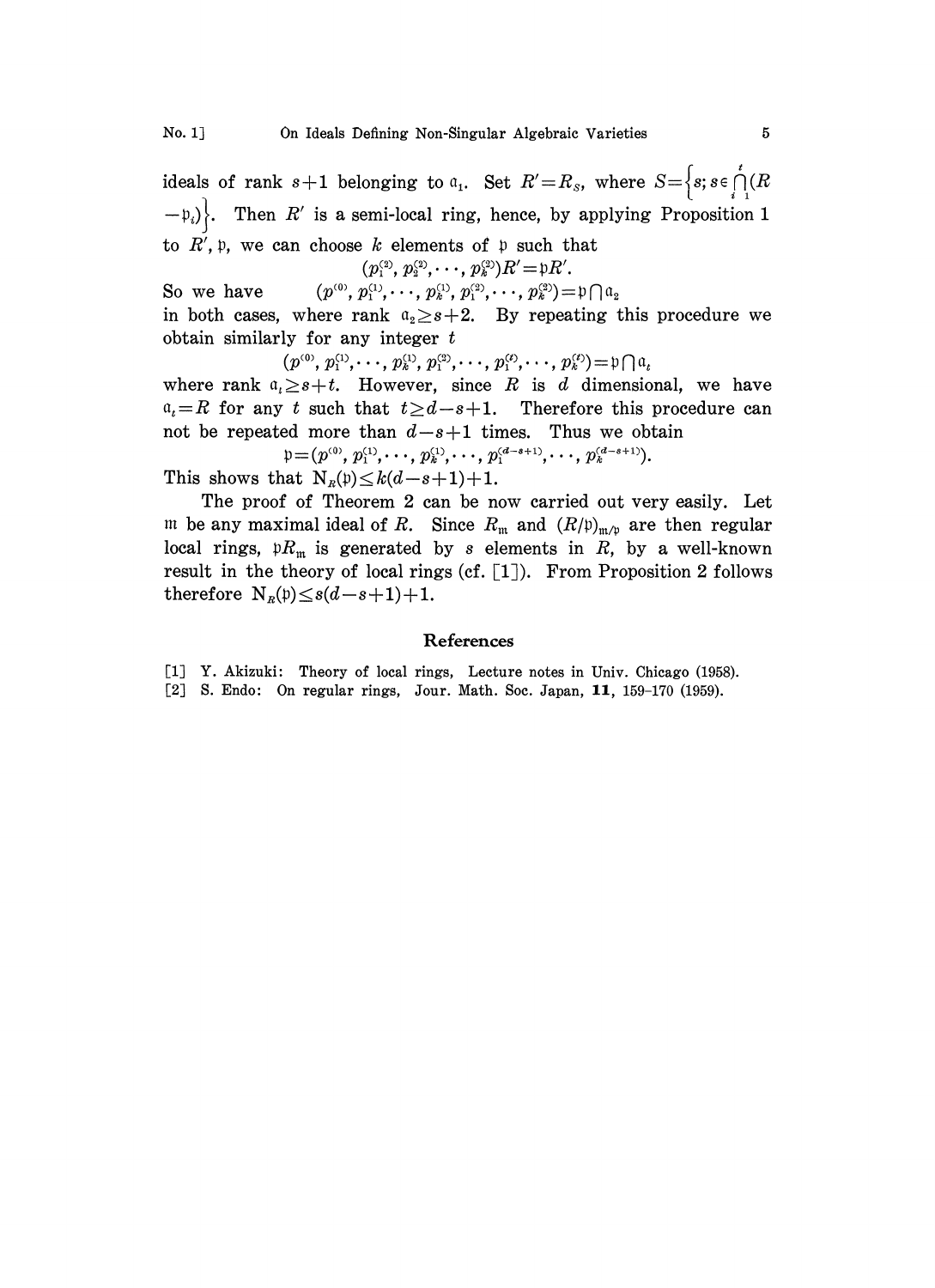ideals of rank $s+1$ belonging to $\mathfrak{a}_1$. Set $R'=R_S$, where $S=\left\{s; s\in \bigcap_{i}^{t}(R-\mathfrak{p}_i)\right\}$. Then $R'$ is a semi-local ring, hence, by applying Proposition 1 to $R'$, $\mathfrak{p}$, we can choose $k$ elements of $\mathfrak{p}$ such that

$$(p_1^{(2)}, p_2^{(2)}, \cdots, p_k^{(2)})R'=\mathfrak{p}R'.$$

So we have $\qquad (p^{(0)}, p_1^{(1)}, \cdots, p_k^{(1)}, p_1^{(2)}, \cdots, p_k^{(2)})=\mathfrak{p}\cap\mathfrak{a}_2$

in both cases, where rank $\mathfrak{a}_2\geq s+2$. By repeating this procedure we obtain similarly for any integer $t$

$$(p^{(0)}, p_1^{(1)}, \cdots, p_k^{(1)}, p_1^{(2)}, \cdots, p_1^{(t)}, \cdots, p_k^{(t)})=\mathfrak{p}\cap\mathfrak{a}_t$$

where rank $\mathfrak{a}_t\geq s+t$. However, since $R$ is $d$ dimensional, we have $\mathfrak{a}_t=R$ for any $t$ such that $t\geq d-s+1$. Therefore this procedure can not be repeated more than $d-s+1$ times. Thus we obtain

$$\mathfrak{p}=(p^{(0)}, p_1^{(1)}, \cdots, p_k^{(1)}, \cdots, p_1^{(d-s+1)}, \cdots, p_k^{(d-s+1)}).$$

This shows that $\mathrm{N}_R(\mathfrak{p})\leq k(d-s+1)+1$.

The proof of Theorem 2 can be now carried out very easily. Let $\mathfrak{m}$ be any maximal ideal of $R$. Since $R_{\mathfrak{m}}$ and $(R/\mathfrak{p})_{\mathfrak{m}/\mathfrak{p}}$ are then regular local rings, $\mathfrak{p}R_{\mathfrak{m}}$ is generated by $s$ elements in $R$, by a well-known result in the theory of local rings (cf. [1]). From Proposition 2 follows therefore $\mathrm{N}_R(\mathfrak{p})\leq s(d-s+1)+1$.

## References

[1] Y. Akizuki: Theory of local rings, Lecture notes in Univ. Chicago (1958).

[2] S. Endo: On regular rings, Jour. Math. Soc. Japan, **11**, 159–170 (1959).